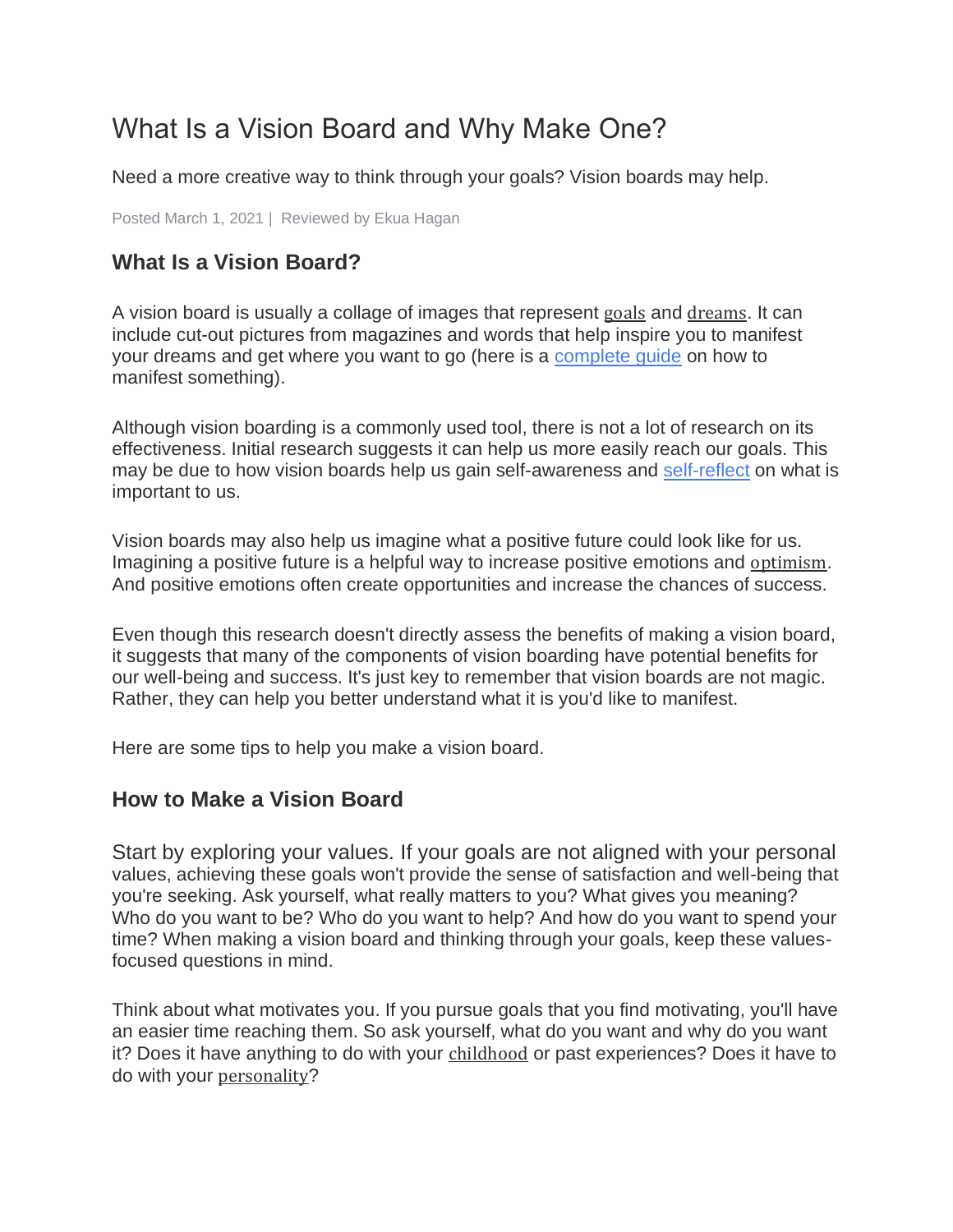# What Is a Vision Board and Why Make One?

Need a more creative way to think through your goals? Vision boards may help.

Posted March 1, 2021 | Reviewed by Ekua Hagan

## What Is a Vision Board?

A vision board is usually a collage of images that represent goals and dreams. It can include cut-out pictures from magazines and words that help inspire you to manifest your dreams and get where you want to go (here is a complete guide on how to manifest something).

Although vision boarding is a commonly used tool, there is not a lot of research on its effectiveness. Initial research suggests it can help us more easily reach our goals. This may be due to how vision boards help us gain self-awareness and self-reflect on what is important to us.

Vision boards may also help us imagine what a positive future could look like for us. Imagining a positive future is a helpful way to increase positive emotions and optimism. And positive emotions often create opportunities and increase the chances of success.

Even though this research doesn't directly assess the benefits of making a vision board, it suggests that many of the components of vision boarding have potential benefits for our well-being and success. It's just key to remember that vision boards are not magic. Rather, they can help you better understand what it is you'd like to manifest.

Here are some tips to help you make a vision board.

## How to Make a Vision Board

Start by exploring your values. If your goals are not aligned with your personal values, achieving these goals won't provide the sense of satisfaction and well-being that you're seeking. Ask yourself, what really matters to you? What gives you meaning? Who do you want to be? Who do you want to help? And how do you want to spend your time? When making a vision board and thinking through your goals, keep these values-focused questions in mind.

Think about what motivates you. If you pursue goals that you find motivating, you'll have an easier time reaching them. So ask yourself, what do you want and why do you want it? Does it have anything to do with your childhood or past experiences? Does it have to do with your personality?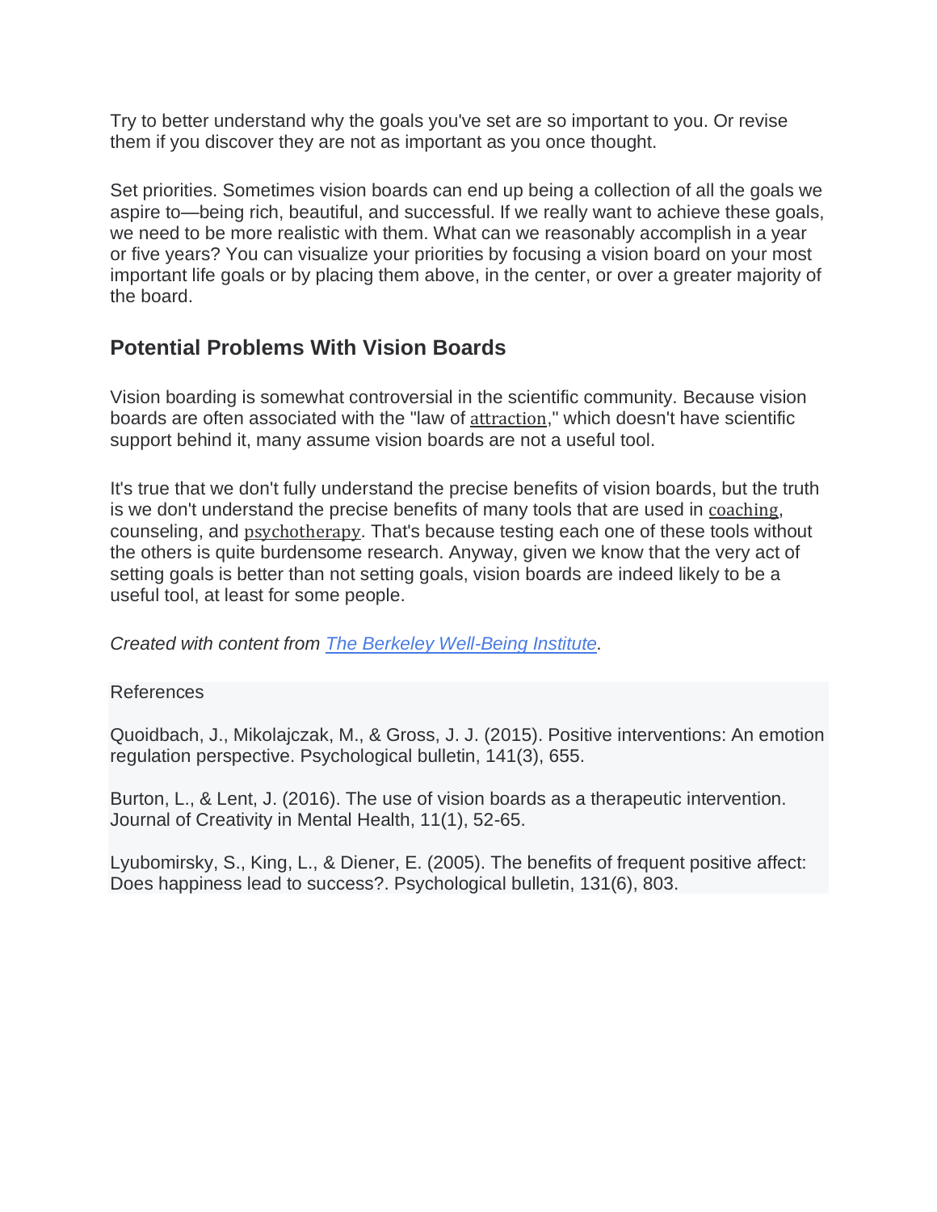Try to better understand why the goals you've set are so important to you. Or revise them if you discover they are not as important as you once thought.

Set priorities. Sometimes vision boards can end up being a collection of all the goals we aspire to—being rich, beautiful, and successful. If we really want to achieve these goals, we need to be more realistic with them. What can we reasonably accomplish in a year or five years? You can visualize your priorities by focusing a vision board on your most important life goals or by placing them above, in the center, or over a greater majority of the board.

## Potential Problems With Vision Boards

Vision boarding is somewhat controversial in the scientific community. Because vision boards are often associated with the "law of attraction," which doesn't have scientific support behind it, many assume vision boards are not a useful tool.

It's true that we don't fully understand the precise benefits of vision boards, but the truth is we don't understand the precise benefits of many tools that are used in coaching, counseling, and psychotherapy. That's because testing each one of these tools without the others is quite burdensome research. Anyway, given we know that the very act of setting goals is better than not setting goals, vision boards are indeed likely to be a useful tool, at least for some people.

*Created with content from The Berkeley Well-Being Institute.*

References

Quoidbach, J., Mikolajczak, M., & Gross, J. J. (2015). Positive interventions: An emotion regulation perspective. Psychological bulletin, 141(3), 655.

Burton, L., & Lent, J. (2016). The use of vision boards as a therapeutic intervention. Journal of Creativity in Mental Health, 11(1), 52-65.

Lyubomirsky, S., King, L., & Diener, E. (2005). The benefits of frequent positive affect: Does happiness lead to success?. Psychological bulletin, 131(6), 803.